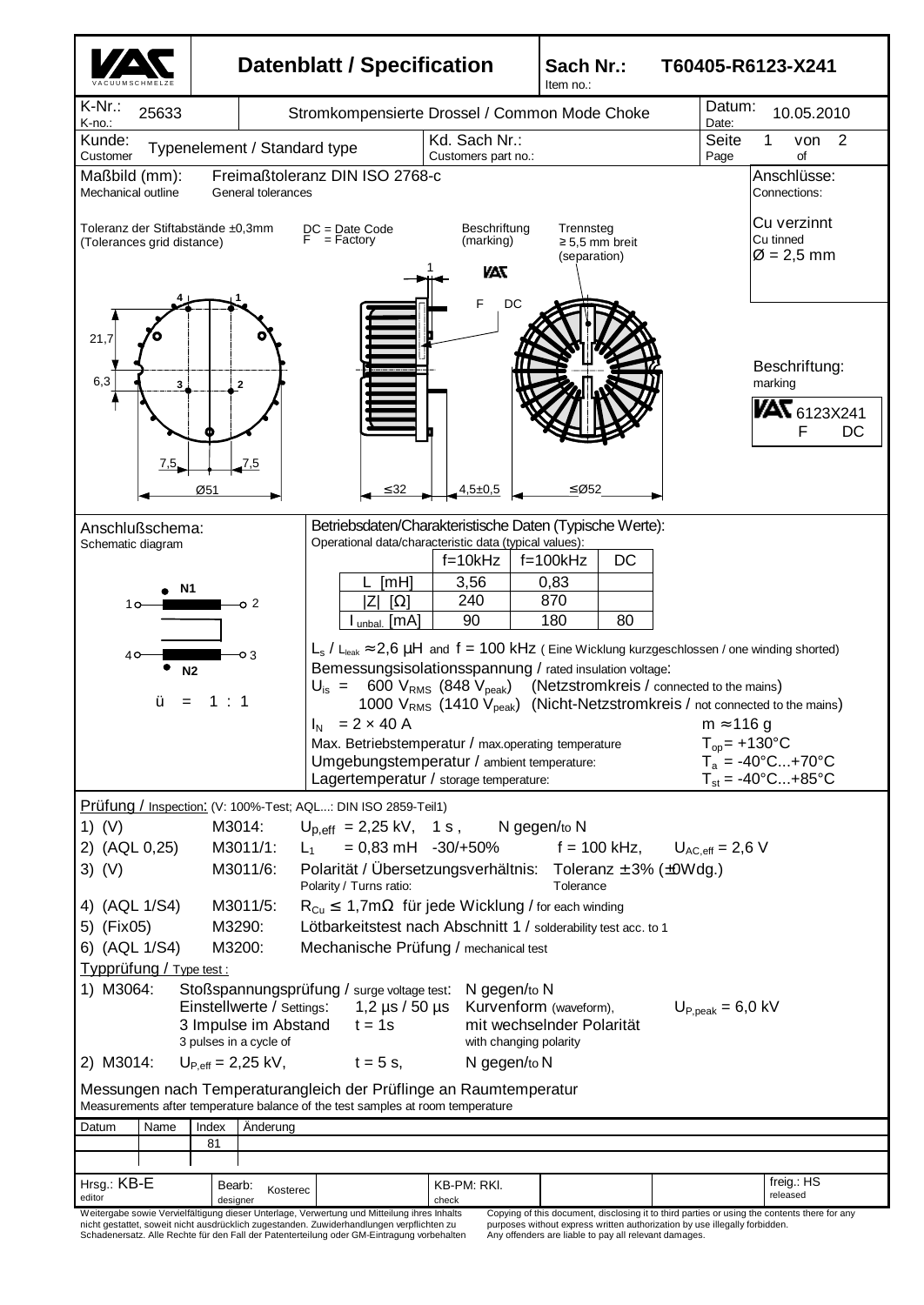# Datenblatt / Specification

| | |
|---|---|
| Sach Nr. / Item no.: | T60405-R6123-X241 |
| K-Nr.: / K-no.: | 25633 |
| Stromkompensierte Drossel / Common Mode Choke | |
| Datum: / Date: | 10.05.2010 |
| Kunde: / Customer | Typenelement / Standard type |
| Kd. Sach Nr.: / Customers part no.: | |
| Seite / Page | 1 von / of 2 |

**Maßbild (mm):** / Mechanical outline — Freimaßtoleranz DIN ISO 2768-c / General tolerances

Toleranz der Stiftabstände ±0,3mm (Tolerances grid distance)

DC = Date Code
F = Factory

Beschriftung (marking)

Trennsteg ≥ 5,5 mm breit (separation)

Dimensions: 21,7; 6,3; 7,5; 7,5; Ø51; ≤32; 4,5±0,5; ≤Ø52

**Anschlüsse:** / Connections:

Cu verzinnt / Cu tinned
Ø = 2,5 mm

**Beschriftung:** / marking

VAC 6123X241
F DC

**Anschlußschema:** / Schematic diagram

N1: 1 – 2
N2: 4 – 3

ü = 1 : 1

**Betriebsdaten/Charakteristische Daten (Typische Werte):** / Operational data/characteristic data (typical values):

| | f=10kHz | f=100kHz | DC |
|---|---|---|---|
| L [mH] | 3,56 | 0,83 | |
| \|Z\| [Ω] | 240 | 870 | |
| $I_{unbal.}$ [mA] | 90 | 180 | 80 |

$L_s$ / $L_{leak}$ ≈ 2,6 µH and f = 100 kHz ( Eine Wicklung kurzgeschlossen / one winding shorted)

Bemessungsisolationsspannung / rated insulation voltage:

$U_{is}$ = 600 $V_{RMS}$ (848 $V_{peak}$) (Netzstromkreis / connected to the mains)
1000 $V_{RMS}$ (1410 $V_{peak}$) (Nicht-Netzstromkreis / not connected to the mains)

$I_N$ = 2 × 40 A — m ≈ 116 g

Max. Betriebstemperatur / max.operating temperature — $T_{op}$ = +130°C

Umgebungstemperatur / ambient temperature: — $T_a$ = -40°C...+70°C

Lagertemperatur / storage temperature: — $T_{st}$ = -40°C...+85°C

**Prüfung / Inspection:** (V: 100%-Test; AQL...: DIN ISO 2859-Teil1)

1) (V) M3014: $U_{p,eff}$ = 2,25 kV, 1 s , N gegen/to N
2) (AQL 0,25) M3011/1: $L_1$ = 0,83 mH -30/+50% f = 100 kHz, $U_{AC,eff}$ = 2,6 V
3) (V) M3011/6: Polarität / Übersetzungsverhältnis: Polarity / Turns ratio: Toleranz ± 3% (±0Wdg.) Tolerance
4) (AQL 1/S4) M3011/5: $R_{Cu}$ ≤ 1,7mΩ für jede Wicklung / for each winding
5) (Fix05) M3290: Lötbarkeitstest nach Abschnitt 1 / solderability test acc. to 1
6) (AQL 1/S4) M3200: Mechanische Prüfung / mechanical test

**Typprüfung / Type test :**

1) M3064: Stoßspannungsprüfung / surge voltage test: N gegen/to N
Einstellwerte / Settings: 1,2 µs / 50 µs Kurvenform (waveform), $U_{P,peak}$ = 6,0 kV
3 Impulse im Abstand / 3 pulses in a cycle of t = 1s mit wechselnder Polarität / with changing polarity

2) M3014: $U_{P,eff}$ = 2,25 kV, t = 5 s, N gegen/to N

Messungen nach Temperaturangleich der Prüflinge an Raumtemperatur
Measurements after temperature balance of the test samples at room temperature

| Datum | Name | Index | Änderung |
|---|---|---|---|
| | | 81 | |

| Hrsg.: / editor | Bearb.: / designer | check | released |
|---|---|---|---|
| KB-E | Kosterec | KB-PM: RKl. | freig.: HS |

Weitergabe sowie Vervielfältigung dieser Unterlage, Verwertung und Mitteilung ihres Inhalts nicht gestattet, soweit nicht ausdrücklich zugestanden. Zuwiderhandlungen verpflichten zu Schadenersatz. Alle Rechte für den Fall der Patenterteilung oder GM-Eintragung vorbehalten

Copying of this document, disclosing it to third parties or using the contents there for any purposes without express written authorization by use illegally forbidden. Any offenders are liable to pay all relevant damages.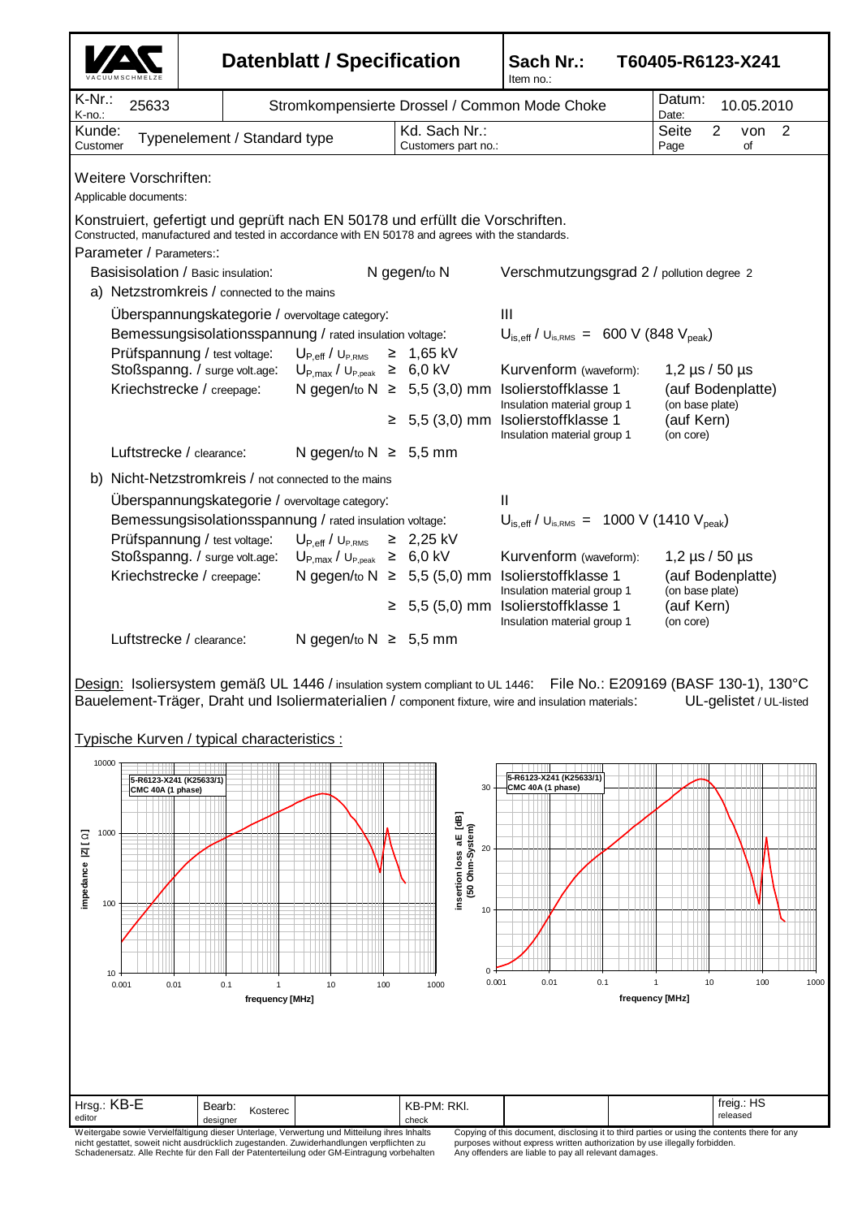# Datenblatt / Specification

**Sach Nr.:** T60405-R6123-X241
Item no.:

| | | | |
|---|---|---|---|
| K-Nr.: / K-no.: 25633 | Stromkompensierte Drossel / Common Mode Choke | | Datum: / Date: 10.05.2010 |
| Kunde: / Customer: Typenelement / Standard type | | Kd. Sach Nr.: / Customers part no.: | Seite / Page 2 von / of 2 |

Weitere Vorschriften:
Applicable documents:

Konstruiert, gefertigt und geprüft nach EN 50178 und erfüllt die Vorschriften.
Constructed, manufactured and tested in accordance with EN 50178 and agrees with the standards.

Parameter / Parameters::

Basisisolation / Basic insulation: N gegen/to N — Verschmutzungsgrad 2 / pollution degree 2

a) Netzstromkreis / connected to the mains

| | | | |
|---|---|---|---|
| Überspannungskategorie / overvoltage category: | | III | |
| Bemessungsisolationsspannung / rated insulation voltage: | | $U_{is,eff}$ / $U_{is,RMS}$ = 600 V (848 $V_{peak}$) | |
| Prüfspannung / test voltage: | $U_{P,eff}$ / $U_{P,RMS}$ ≥ 1,65 kV | | |
| Stoßspanng. / surge volt.age: | $U_{P,max}$ / $U_{P,peak}$ ≥ 6,0 kV | Kurvenform (waveform): | 1,2 µs / 50 µs |
| Kriechstrecke / creepage: | N gegen/to N ≥ 5,5 (3,0) mm | Isolierstoffklasse 1 / Insulation material group 1 | (auf Bodenplatte) / (on base plate) |
| | ≥ 5,5 (3,0) mm | Isolierstoffklasse 1 / Insulation material group 1 | (auf Kern) / (on core) |
| Luftstrecke / clearance: | N gegen/to N ≥ 5,5 mm | | |

b) Nicht-Netzstromkreis / not connected to the mains

| | | | |
|---|---|---|---|
| Überspannungskategorie / overvoltage category: | | II | |
| Bemessungsisolationsspannung / rated insulation voltage: | | $U_{is,eff}$ / $U_{is,RMS}$ = 1000 V (1410 $V_{peak}$) | |
| Prüfspannung / test voltage: | $U_{P,eff}$ / $U_{P,RMS}$ ≥ 2,25 kV | | |
| Stoßspanng. / surge volt.age: | $U_{P,max}$ / $U_{P,peak}$ ≥ 6,0 kV | Kurvenform (waveform): | 1,2 µs / 50 µs |
| Kriechstrecke / creepage: | N gegen/to N ≥ 5,5 (5,0) mm | Isolierstoffklasse 1 / Insulation material group 1 | (auf Bodenplatte) / (on base plate) |
| | ≥ 5,5 (5,0) mm | Isolierstoffklasse 1 / Insulation material group 1 | (auf Kern) / (on core) |
| Luftstrecke / clearance: | N gegen/to N ≥ 5,5 mm | | |

Design: Isoliersystem gemäß UL 1446 / insulation system compliant to UL 1446: File No.: E209169 (BASF 130-1), 130°C
Bauelement-Träger, Draht und Isoliermaterialien / component fixture, wire and insulation materials: UL-gelistet / UL-listed

Typische Kurven / typical characteristics :

5-R6123-X241 (K25633/1)
CMC 40A (1 phase)
impedance |Z| [ Ω]
10000
1000
100
10
0.001 0.01 0.1 1 10 100 1000
frequency [MHz]

5-R6123-X241 (K25633/1)
CMC 40A (1 phase)
insertion loss aE [dB] (50 Ohm-System)
30
20
10
0
0.001 0.01 0.1 1 10 100 1000
frequency [MHz]

| | | | | | |
|---|---|---|---|---|---|
| Hrsg.: KB-E / editor | Bearb.: / designer Kosterec | | KB-PM: RKI. / check | | freig.: HS / released |

Weitergabe sowie Vervielfältigung dieser Unterlage, Verwertung und Mitteilung ihres Inhalts nicht gestattet, soweit nicht ausdrücklich zugestanden. Zuwiderhandlungen verpflichten zu Schadenersatz. Alle Rechte für den Fall der Patenterteilung oder GM-Eintragung vorbehalten

Copying of this document, disclosing it to third parties or using the contents there for any purposes without express written authorization by use illegally forbidden. Any offenders are liable to pay all relevant damages.